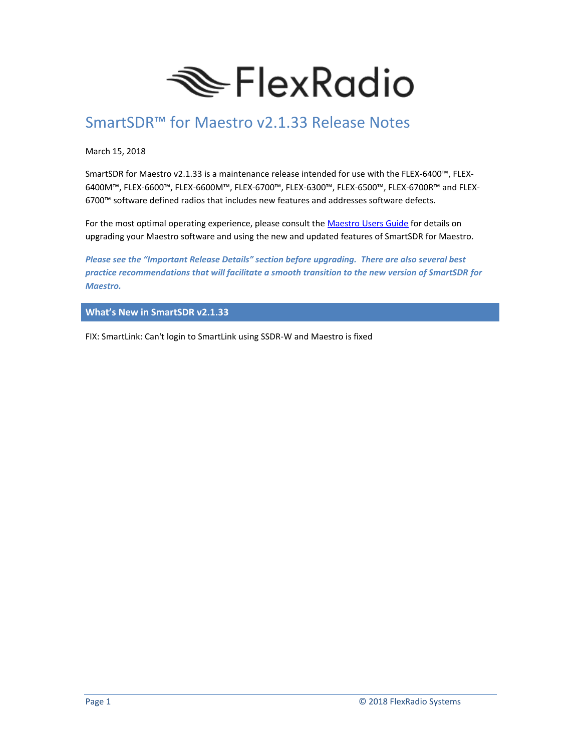FlexRadio

# SmartSDR™ for Maestro v2.1.33 Release Notes

March 15, 2018

SmartSDR for Maestro v2.1.33 is a maintenance release intended for use with the FLEX-6400™, FLEX-6400M™, FLEX-6600™, FLEX-6600M™, FLEX-6700™, FLEX-6300™, FLEX-6500™, FLEX-6700R™ and FLEX-6700™ software defined radios that includes new features and addresses software defects.

For the most optimal operating experience, please consult the [Maestro Users Guide]() for details on upgrading your Maestro software and using the new and updated features of SmartSDR for Maestro.

***Please see the "Important Release Details" section before upgrading. There are also several best practice recommendations that will facilitate a smooth transition to the new version of SmartSDR for Maestro.***

## What's New in SmartSDR v2.1.33

FIX: SmartLink: Can't login to SmartLink using SSDR-W and Maestro is fixed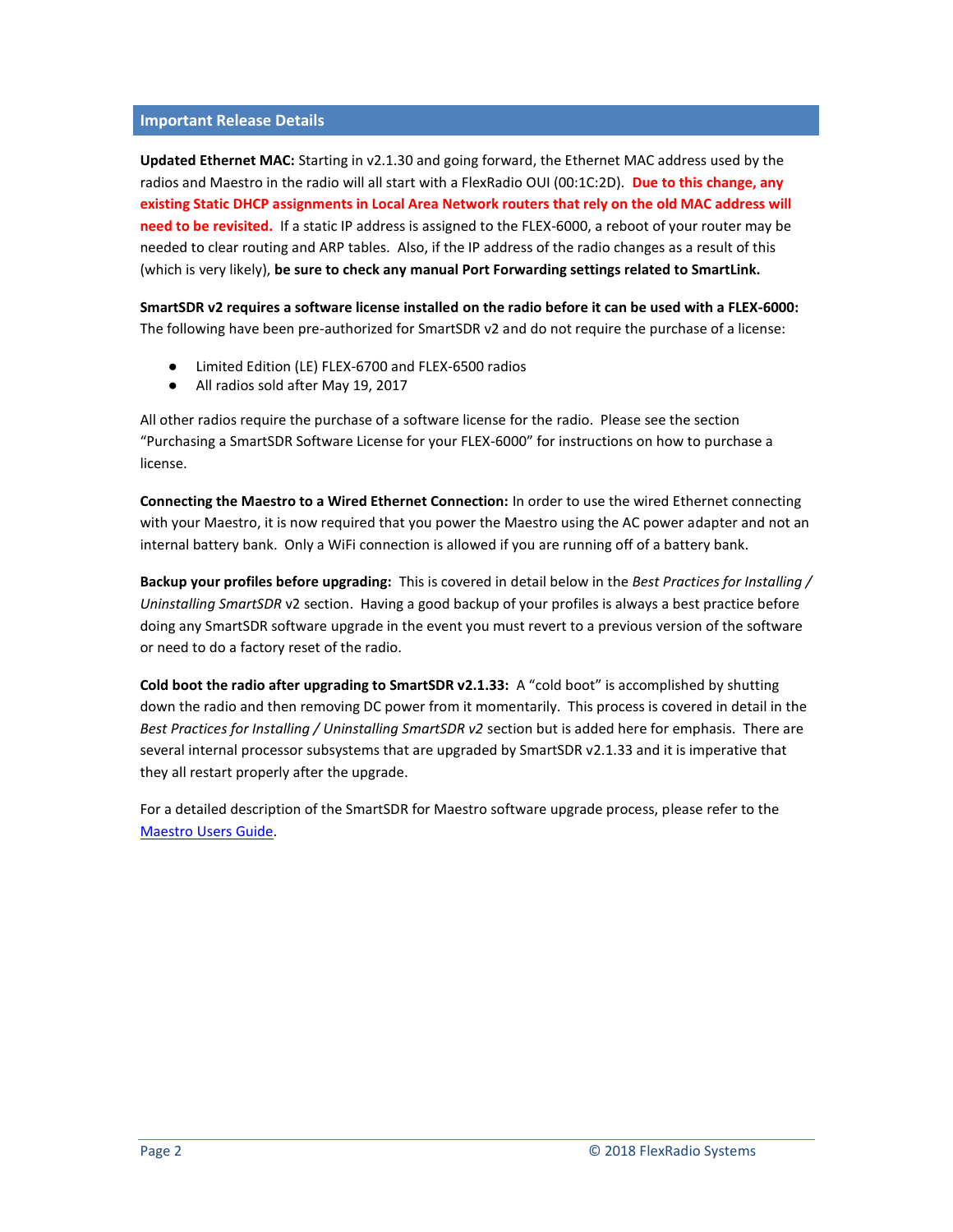## Important Release Details

**Updated Ethernet MAC:** Starting in v2.1.30 and going forward, the Ethernet MAC address used by the radios and Maestro in the radio will all start with a FlexRadio OUI (00:1C:2D). **Due to this change, any existing Static DHCP assignments in Local Area Network routers that rely on the old MAC address will need to be revisited.** If a static IP address is assigned to the FLEX-6000, a reboot of your router may be needed to clear routing and ARP tables. Also, if the IP address of the radio changes as a result of this (which is very likely), **be sure to check any manual Port Forwarding settings related to SmartLink.**

**SmartSDR v2 requires a software license installed on the radio before it can be used with a FLEX-6000:** The following have been pre-authorized for SmartSDR v2 and do not require the purchase of a license:

- Limited Edition (LE) FLEX-6700 and FLEX-6500 radios
- All radios sold after May 19, 2017

All other radios require the purchase of a software license for the radio. Please see the section "Purchasing a SmartSDR Software License for your FLEX-6000" for instructions on how to purchase a license.

**Connecting the Maestro to a Wired Ethernet Connection:** In order to use the wired Ethernet connecting with your Maestro, it is now required that you power the Maestro using the AC power adapter and not an internal battery bank. Only a WiFi connection is allowed if you are running off of a battery bank.

**Backup your profiles before upgrading:** This is covered in detail below in the *Best Practices for Installing / Uninstalling SmartSDR* v2 section. Having a good backup of your profiles is always a best practice before doing any SmartSDR software upgrade in the event you must revert to a previous version of the software or need to do a factory reset of the radio.

**Cold boot the radio after upgrading to SmartSDR v2.1.33:** A "cold boot" is accomplished by shutting down the radio and then removing DC power from it momentarily. This process is covered in detail in the *Best Practices for Installing / Uninstalling SmartSDR v2* section but is added here for emphasis. There are several internal processor subsystems that are upgraded by SmartSDR v2.1.33 and it is imperative that they all restart properly after the upgrade.

For a detailed description of the SmartSDR for Maestro software upgrade process, please refer to the [Maestro Users Guide](Maestro Users Guide).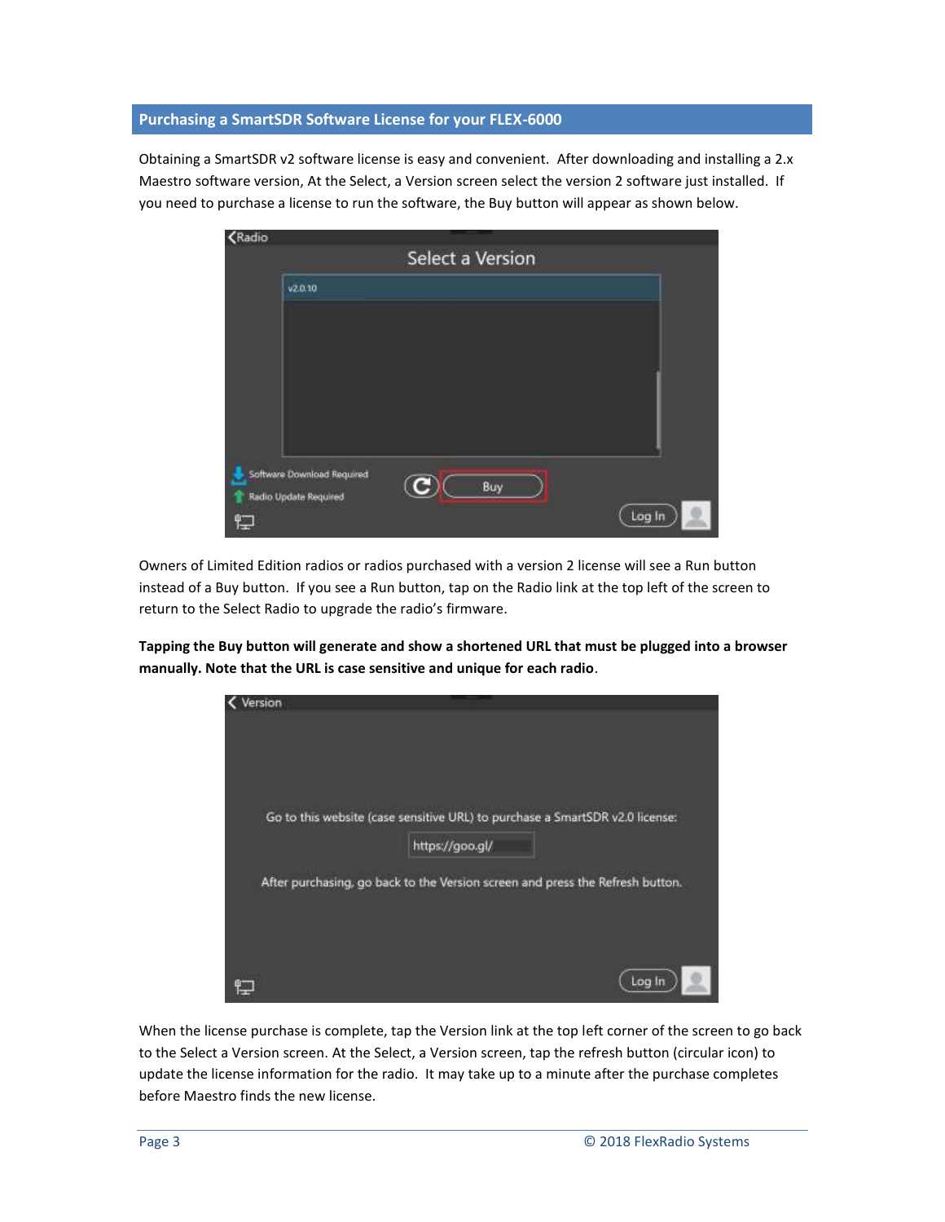## Purchasing a SmartSDR Software License for your FLEX-6000

Obtaining a SmartSDR v2 software license is easy and convenient. After downloading and installing a 2.x Maestro software version, At the Select, a Version screen select the version 2 software just installed. If you need to purchase a license to run the software, the Buy button will appear as shown below.

Owners of Limited Edition radios or radios purchased with a version 2 license will see a Run button instead of a Buy button. If you see a Run button, tap on the Radio link at the top left of the screen to return to the Select Radio to upgrade the radio's firmware.

**Tapping the Buy button will generate and show a shortened URL that must be plugged into a browser manually. Note that the URL is case sensitive and unique for each radio**.

When the license purchase is complete, tap the Version link at the top left corner of the screen to go back to the Select a Version screen. At the Select, a Version screen, tap the refresh button (circular icon) to update the license information for the radio. It may take up to a minute after the purchase completes before Maestro finds the new license.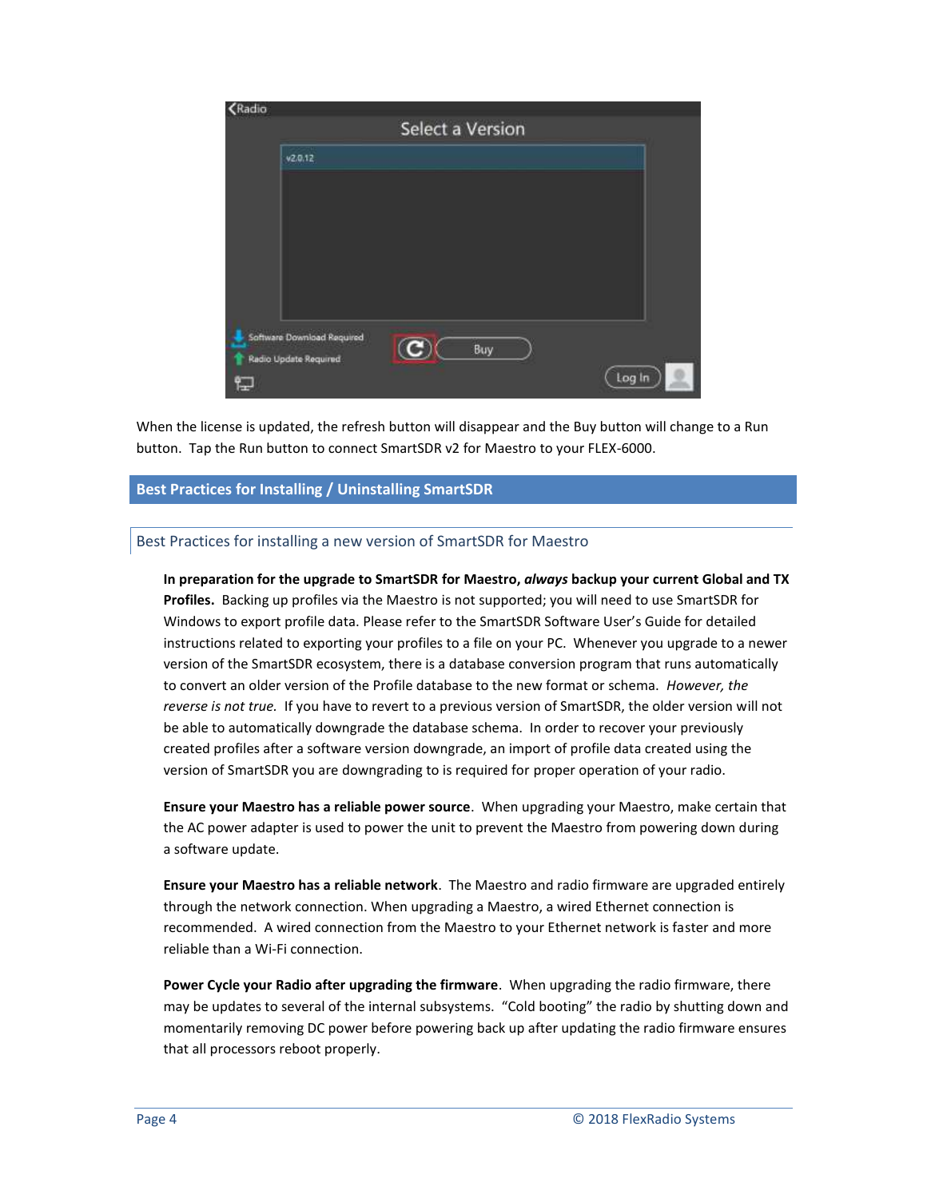When the license is updated, the refresh button will disappear and the Buy button will change to a Run button. Tap the Run button to connect SmartSDR v2 for Maestro to your FLEX-6000.

## Best Practices for Installing / Uninstalling SmartSDR

### Best Practices for installing a new version of SmartSDR for Maestro

**In preparation for the upgrade to SmartSDR for Maestro, *always* backup your current Global and TX Profiles.** Backing up profiles via the Maestro is not supported; you will need to use SmartSDR for Windows to export profile data. Please refer to the SmartSDR Software User's Guide for detailed instructions related to exporting your profiles to a file on your PC. Whenever you upgrade to a newer version of the SmartSDR ecosystem, there is a database conversion program that runs automatically to convert an older version of the Profile database to the new format or schema. *However, the reverse is not true.* If you have to revert to a previous version of SmartSDR, the older version will not be able to automatically downgrade the database schema. In order to recover your previously created profiles after a software version downgrade, an import of profile data created using the version of SmartSDR you are downgrading to is required for proper operation of your radio.

**Ensure your Maestro has a reliable power source**. When upgrading your Maestro, make certain that the AC power adapter is used to power the unit to prevent the Maestro from powering down during a software update.

**Ensure your Maestro has a reliable network**. The Maestro and radio firmware are upgraded entirely through the network connection. When upgrading a Maestro, a wired Ethernet connection is recommended. A wired connection from the Maestro to your Ethernet network is faster and more reliable than a Wi-Fi connection.

**Power Cycle your Radio after upgrading the firmware**. When upgrading the radio firmware, there may be updates to several of the internal subsystems. "Cold booting" the radio by shutting down and momentarily removing DC power before powering back up after updating the radio firmware ensures that all processors reboot properly.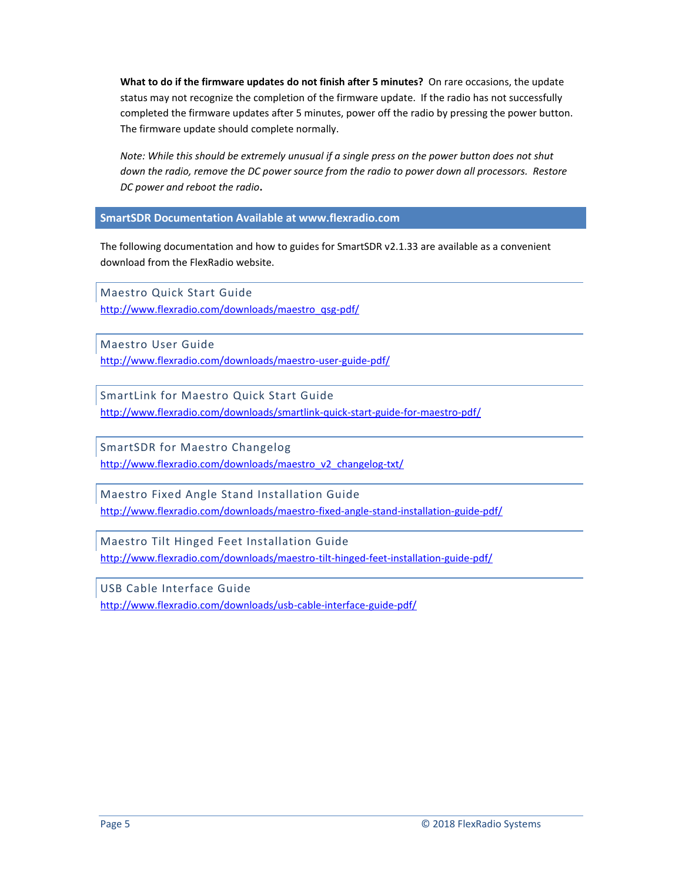**What to do if the firmware updates do not finish after 5 minutes?** On rare occasions, the update status may not recognize the completion of the firmware update. If the radio has not successfully completed the firmware updates after 5 minutes, power off the radio by pressing the power button. The firmware update should complete normally.

*Note: While this should be extremely unusual if a single press on the power button does not shut down the radio, remove the DC power source from the radio to power down all processors. Restore DC power and reboot the radio.*

## SmartSDR Documentation Available at www.flexradio.com

The following documentation and how to guides for SmartSDR v2.1.33 are available as a convenient download from the FlexRadio website.

### Maestro Quick Start Guide

http://www.flexradio.com/downloads/maestro_qsg-pdf/

### Maestro User Guide

http://www.flexradio.com/downloads/maestro-user-guide-pdf/

### SmartLink for Maestro Quick Start Guide

http://www.flexradio.com/downloads/smartlink-quick-start-guide-for-maestro-pdf/

### SmartSDR for Maestro Changelog

http://www.flexradio.com/downloads/maestro_v2_changelog-txt/

### Maestro Fixed Angle Stand Installation Guide

http://www.flexradio.com/downloads/maestro-fixed-angle-stand-installation-guide-pdf/

### Maestro Tilt Hinged Feet Installation Guide

http://www.flexradio.com/downloads/maestro-tilt-hinged-feet-installation-guide-pdf/

### USB Cable Interface Guide

http://www.flexradio.com/downloads/usb-cable-interface-guide-pdf/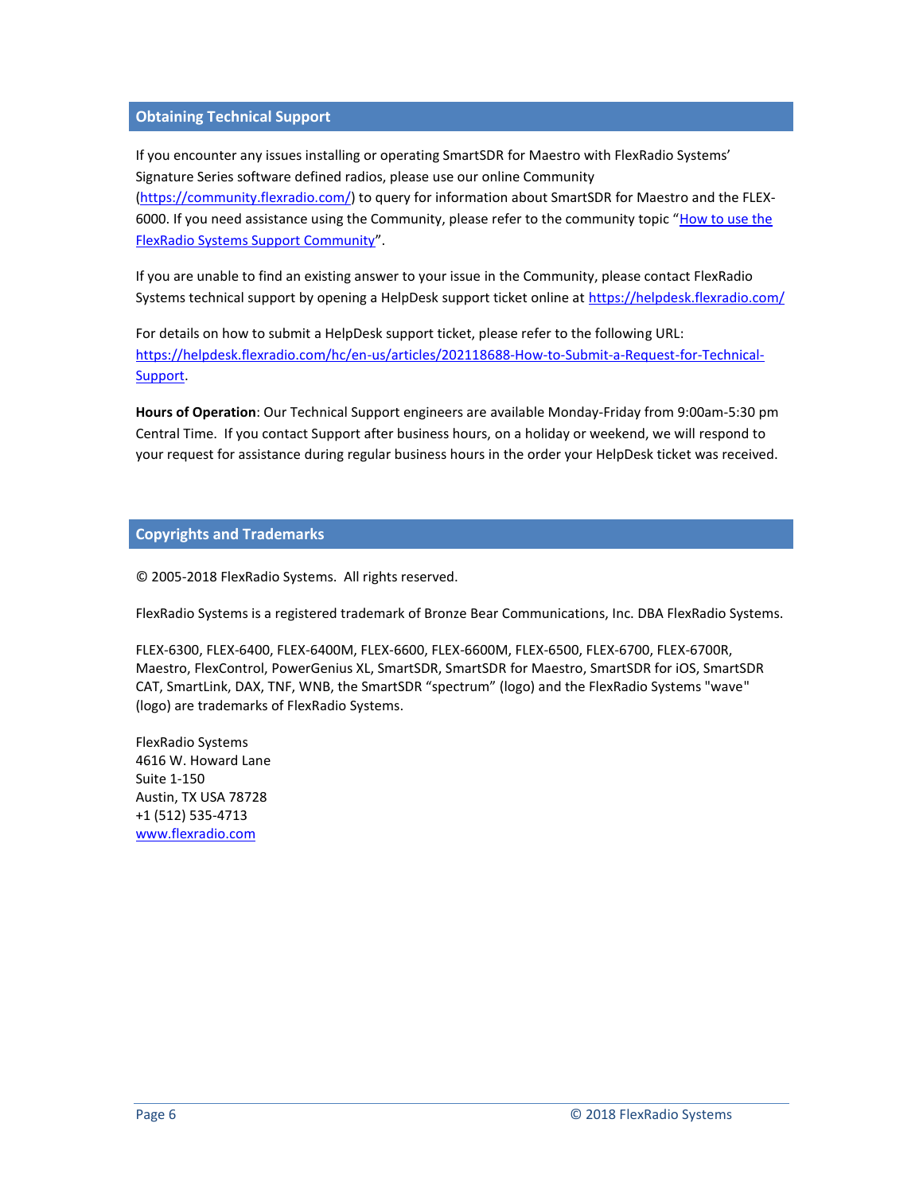## Obtaining Technical Support

If you encounter any issues installing or operating SmartSDR for Maestro with FlexRadio Systems' Signature Series software defined radios, please use our online Community (https://community.flexradio.com/) to query for information about SmartSDR for Maestro and the FLEX-6000. If you need assistance using the Community, please refer to the community topic "How to use the FlexRadio Systems Support Community".

If you are unable to find an existing answer to your issue in the Community, please contact FlexRadio Systems technical support by opening a HelpDesk support ticket online at https://helpdesk.flexradio.com/

For details on how to submit a HelpDesk support ticket, please refer to the following URL: https://helpdesk.flexradio.com/hc/en-us/articles/202118688-How-to-Submit-a-Request-for-Technical-Support.

**Hours of Operation**: Our Technical Support engineers are available Monday-Friday from 9:00am-5:30 pm Central Time. If you contact Support after business hours, on a holiday or weekend, we will respond to your request for assistance during regular business hours in the order your HelpDesk ticket was received.

## Copyrights and Trademarks

© 2005-2018 FlexRadio Systems. All rights reserved.

FlexRadio Systems is a registered trademark of Bronze Bear Communications, Inc. DBA FlexRadio Systems.

FLEX-6300, FLEX-6400, FLEX-6400M, FLEX-6600, FLEX-6600M, FLEX-6500, FLEX-6700, FLEX-6700R, Maestro, FlexControl, PowerGenius XL, SmartSDR, SmartSDR for Maestro, SmartSDR for iOS, SmartSDR CAT, SmartLink, DAX, TNF, WNB, the SmartSDR "spectrum" (logo) and the FlexRadio Systems "wave" (logo) are trademarks of FlexRadio Systems.

FlexRadio Systems  
4616 W. Howard Lane  
Suite 1-150  
Austin, TX USA 78728  
+1 (512) 535-4713  
www.flexradio.com